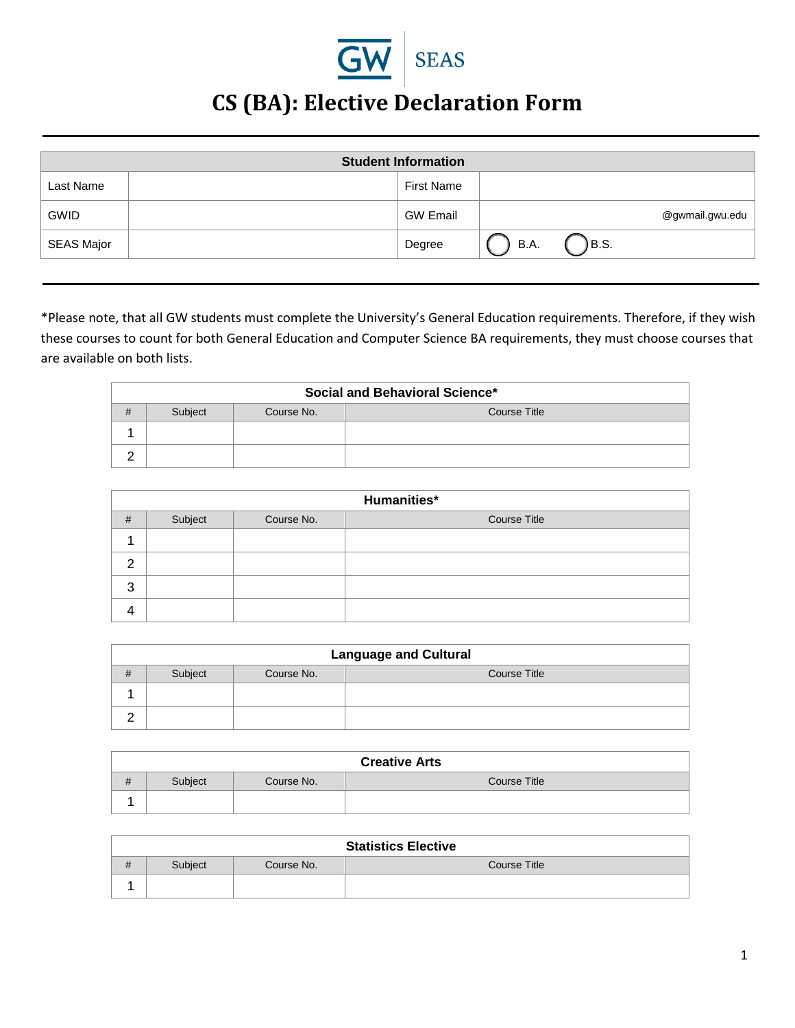GW | SEAS

# CS (BA): Elective Declaration Form

| Student Information | | | |
|---|---|---|---|
| Last Name | | First Name | |
| GWID | | GW Email | @gwmail.gwu.edu |
| SEAS Major | | Degree | ◯ B.A. ◯ B.S. |

*Please note, that all GW students must complete the University's General Education requirements. Therefore, if they wish these courses to count for both General Education and Computer Science BA requirements, they must choose courses that are available on both lists.

| Social and Behavioral Science* | | | |
|---|---|---|---|
| # | Subject | Course No. | Course Title |
| 1 | | | |
| 2 | | | |

| Humanities* | | | |
|---|---|---|---|
| # | Subject | Course No. | Course Title |
| 1 | | | |
| 2 | | | |
| 3 | | | |
| 4 | | | |

| Language and Cultural | | | |
|---|---|---|---|
| # | Subject | Course No. | Course Title |
| 1 | | | |
| 2 | | | |

| Creative Arts | | | |
|---|---|---|---|
| # | Subject | Course No. | Course Title |
| 1 | | | |

| Statistics Elective | | | |
|---|---|---|---|
| # | Subject | Course No. | Course Title |
| 1 | | | |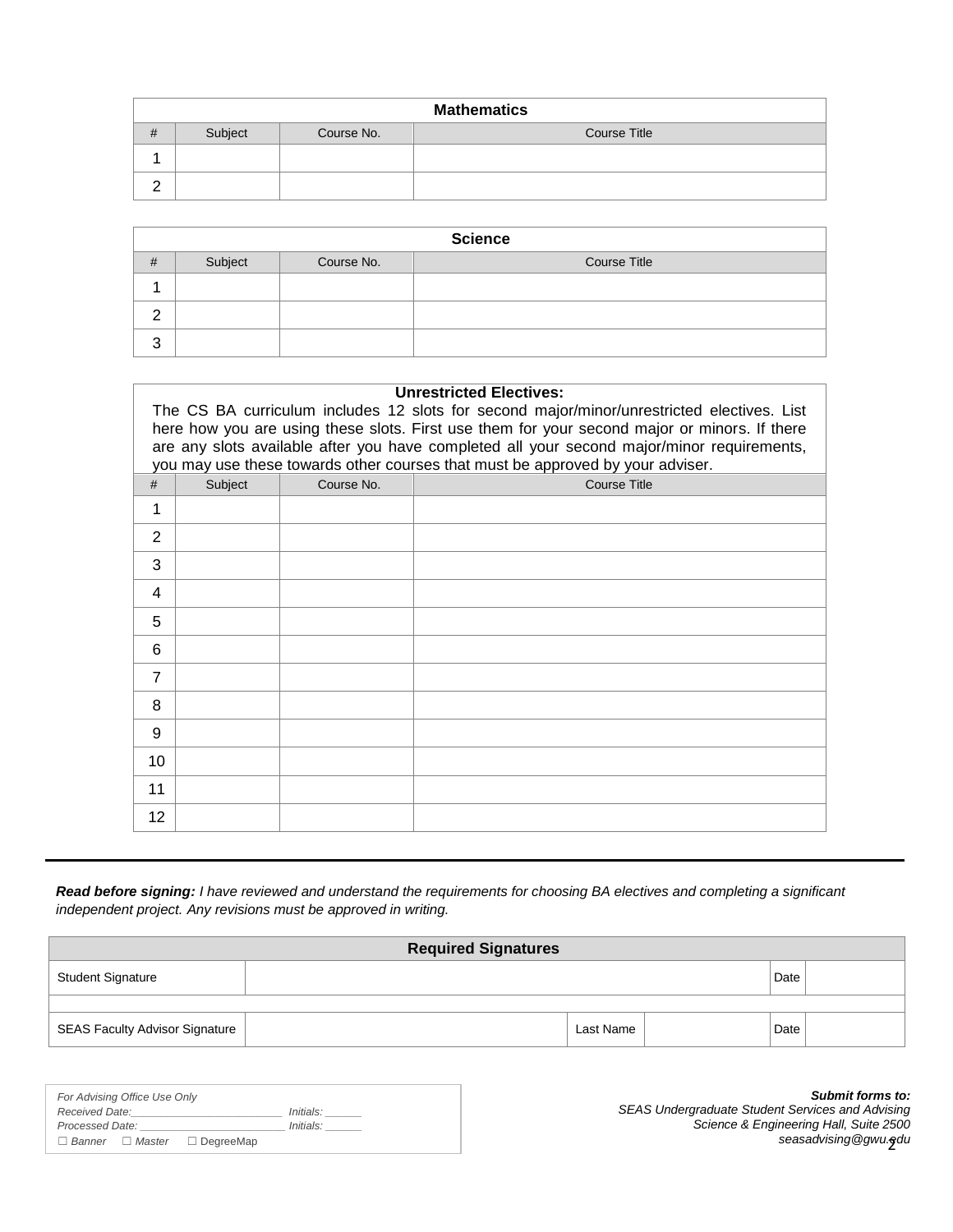| Mathematics | | | |
|---|---|---|---|
| # | Subject | Course No. | Course Title |
| 1 | | | |
| 2 | | | |

| Science | | | |
|---|---|---|---|
| # | Subject | Course No. | Course Title |
| 1 | | | |
| 2 | | | |
| 3 | | | |

**Unrestricted Electives:**

The CS BA curriculum includes 12 slots for second major/minor/unrestricted electives. List here how you are using these slots. First use them for your second major or minors. If there are any slots available after you have completed all your second major/minor requirements, you may use these towards other courses that must be approved by your adviser.

| # | Subject | Course No. | Course Title |
|---|---|---|---|
| 1 | | | |
| 2 | | | |
| 3 | | | |
| 4 | | | |
| 5 | | | |
| 6 | | | |
| 7 | | | |
| 8 | | | |
| 9 | | | |
| 10 | | | |
| 11 | | | |
| 12 | | | |

---

***Read before signing:*** *I have reviewed and understand the requirements for choosing BA electives and completing a significant independent project. Any revisions must be approved in writing.*

| Required Signatures | | | | | |
|---|---|---|---|---|---|
| Student Signature | | | | Date | |
| | | | | | |
| SEAS Faculty Advisor Signature | | Last Name | | Date | |

*For Advising Office Use Only*
*Received Date:_________________________ Initials: ______*
*Processed Date: _________________________ Initials: ______*
☐ *Banner* ☐ *Master* ☐ DegreeMap

***Submit forms to:***
*SEAS Undergraduate Student Services and Advising*
*Science & Engineering Hall, Suite 2500*
*seasadvising@gwu.edu*